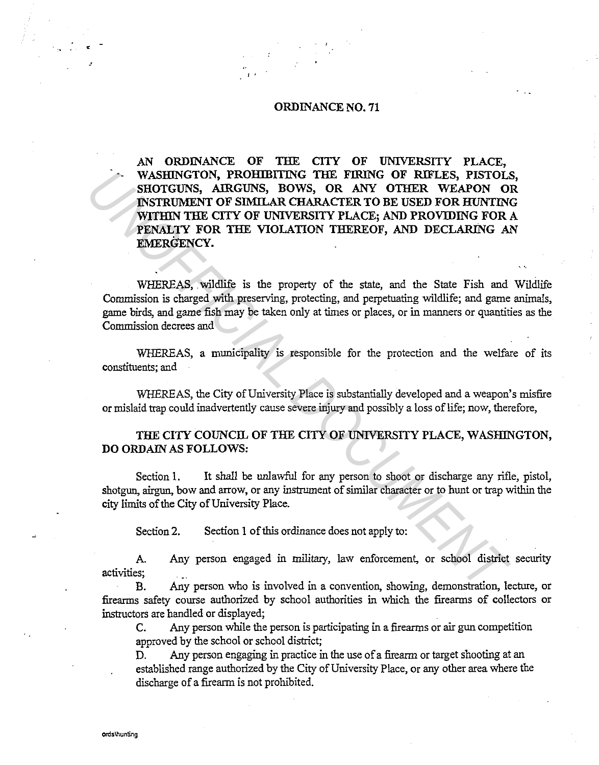# ORDINANCE NO. 71

**AN ORDINANCE OF THE CITY OF UNIVERSITY PLACE, WASHINGTON, PROHIBITING THE FIRING OF RIFLES, PISTOLS, SHOTGUNS, AIRGUNS, BOWS, OR ANY OTHER WEAPON OR INSTRUMENT OF SIMILAR CHARACTER TO BE USED FOR HUNTING WITHIN THE CITY OF UNIVERSITY PLACE; AND PROVIDING FOR A PENALTY FOR THE VIOLATION THEREOF, AND DECLARING AN EMERGENCY.**

WHEREAS, wildlife is the property of the state, and the State Fish and Wildlife Commission is charged with preserving, protecting, and perpetuating wildlife; and game animals, game birds, and game fish may be taken only at times or places, or in manners or quantities as the Commission decrees and

WHEREAS, a municipality is responsible for the protection and the welfare of its constituents; and

WHEREAS, the City of University Place is substantially developed and a weapon's misfire or mislaid trap could inadvertently cause severe injury and possibly a loss of life; now, therefore,

**THE CITY COUNCIL OF THE CITY OF UNIVERSITY PLACE, WASHINGTON, DO ORDAIN AS FOLLOWS:**

Section 1. It shall be unlawful for any person to shoot or discharge any rifle, pistol, shotgun, airgun, bow and arrow, or any instrument of similar character or to hunt or trap within the city limits of the City of University Place.

Section 2. Section 1 of this ordinance does not apply to:

A. Any person engaged in military, law enforcement, or school district security activities;

B. Any person who is involved in a convention, showing, demonstration, lecture, or firearms safety course authorized by school authorities in which the firearms of collectors or instructors are handled or displayed;

C. Any person while the person is participating in a firearms or air gun competition approved by the school or school district;

D. Any person engaging in practice in the use of a firearm or target shooting at an established range authorized by the City of University Place, or any other area where the discharge of a firearm is not prohibited.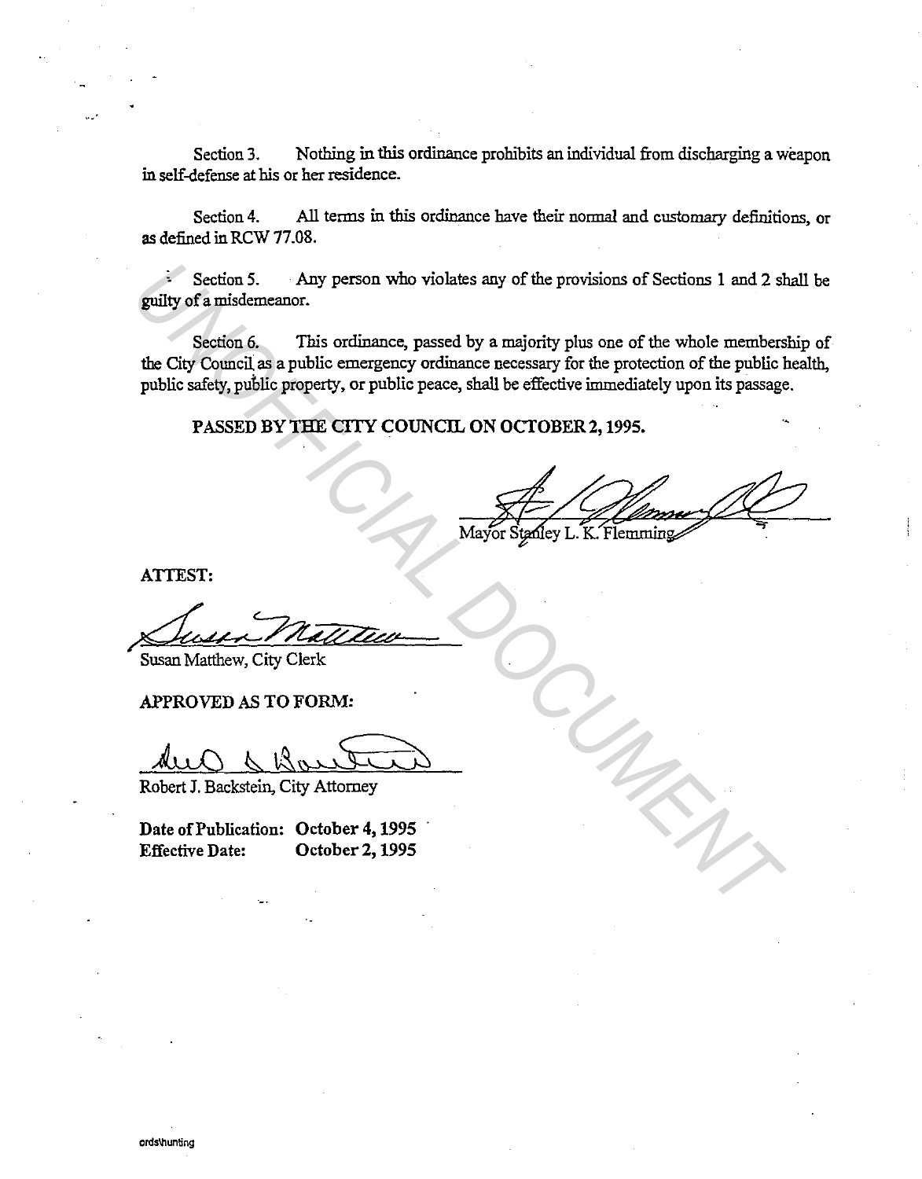Section 3. Nothing in this ordinance prohibits an individual from discharging a weapon in self-defense at his or her residence.

Section 4. All terms in this ordinance have their normal and customary definitions, or as defined in RCW 77.08.

Section 5. Any person who violates any of the provisions of Sections 1 and 2 shall be guilty of a misdemeanor.

Section 6. This ordinance, passed by a majority plus one of the whole membership of the City Council as a public emergency ordinance necessary for the protection of the public health, public safety, public property, or public peace, shall be effective immediately upon its passage.

**PASSED BY THE CITY COUNCIL ON OCTOBER 2, 1995.**

Mayor Stanley L. K. Flemming

**ATTEST:**

Susan Matthew, City Clerk

**APPROVED AS TO FORM:**

Robert J. Backstein, City Attorney

**Date of Publication: October 4, 1995**
**Effective Date: October 2, 1995**

ords\hunting